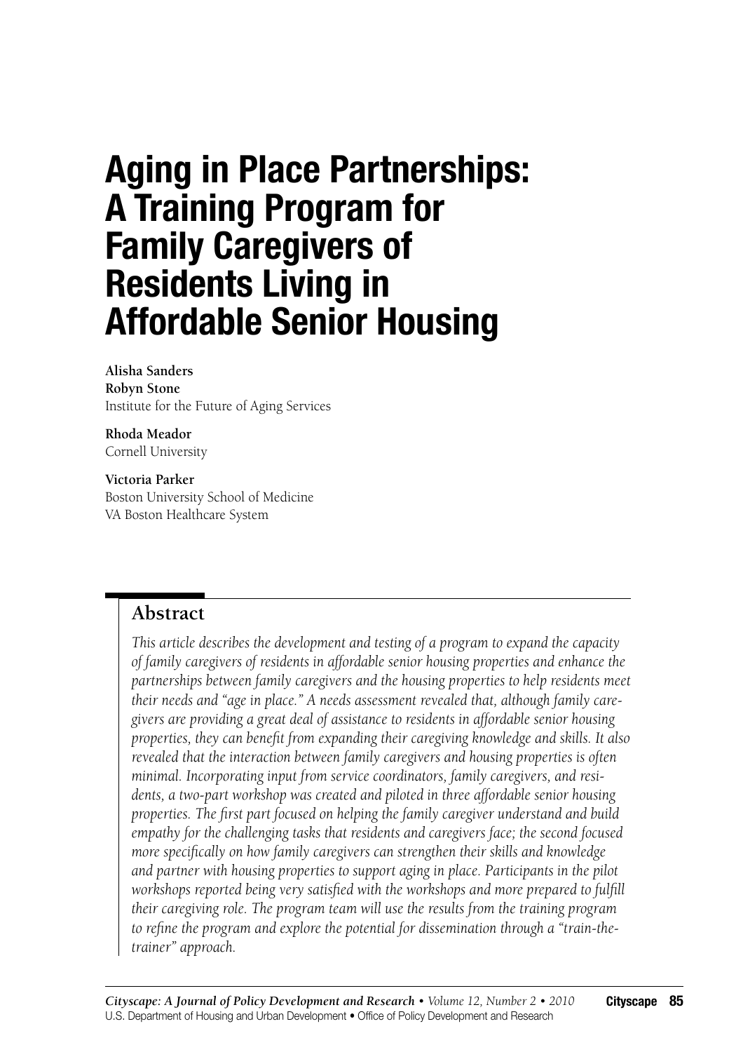# Aging in Place Partnerships: A Training Program for Family Caregivers of Residents Living in Affordable Senior Housing

**Alisha Sanders**
**Robyn Stone**
Institute for the Future of Aging Services

**Rhoda Meador**
Cornell University

**Victoria Parker**
Boston University School of Medicine
VA Boston Healthcare System

## Abstract

*This article describes the development and testing of a program to expand the capacity of family caregivers of residents in affordable senior housing properties and enhance the partnerships between family caregivers and the housing properties to help residents meet their needs and "age in place." A needs assessment revealed that, although family caregivers are providing a great deal of assistance to residents in affordable senior housing properties, they can benefit from expanding their caregiving knowledge and skills. It also revealed that the interaction between family caregivers and housing properties is often minimal. Incorporating input from service coordinators, family caregivers, and residents, a two-part workshop was created and piloted in three affordable senior housing properties. The first part focused on helping the family caregiver understand and build empathy for the challenging tasks that residents and caregivers face; the second focused more specifically on how family caregivers can strengthen their skills and knowledge and partner with housing properties to support aging in place. Participants in the pilot workshops reported being very satisfied with the workshops and more prepared to fulfill their caregiving role. The program team will use the results from the training program to refine the program and explore the potential for dissemination through a "train-the-trainer" approach.*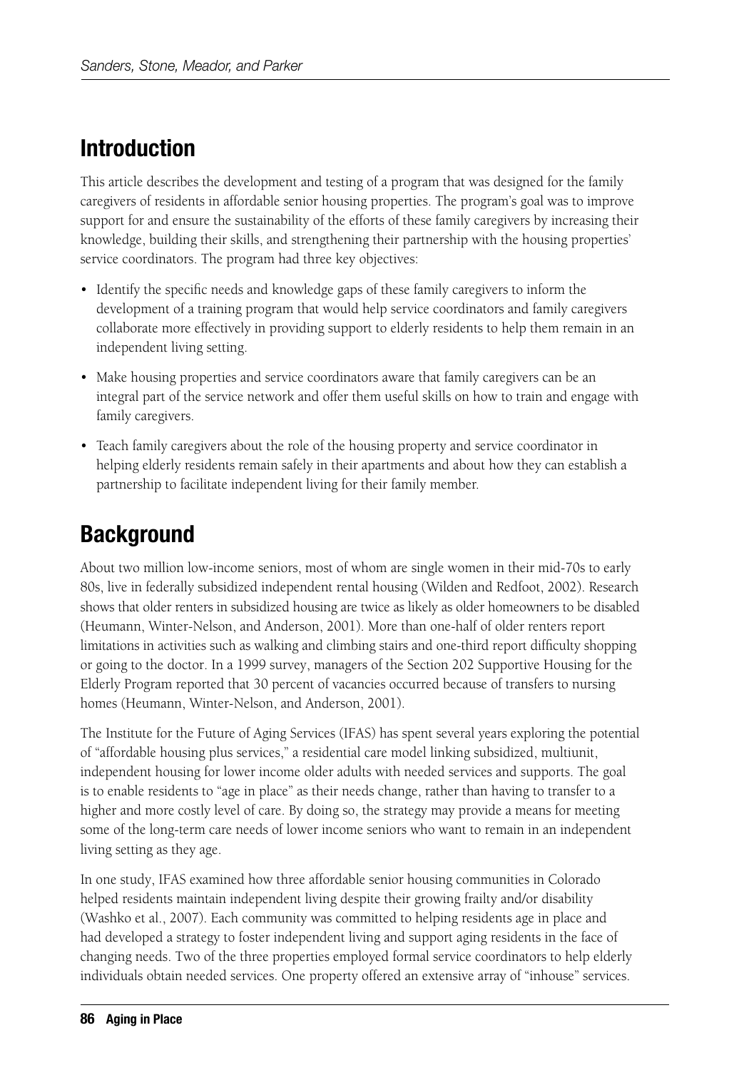## Introduction

This article describes the development and testing of a program that was designed for the family caregivers of residents in affordable senior housing properties. The program's goal was to improve support for and ensure the sustainability of the efforts of these family caregivers by increasing their knowledge, building their skills, and strengthening their partnership with the housing properties' service coordinators. The program had three key objectives:

- Identify the specific needs and knowledge gaps of these family caregivers to inform the development of a training program that would help service coordinators and family caregivers collaborate more effectively in providing support to elderly residents to help them remain in an independent living setting.
- Make housing properties and service coordinators aware that family caregivers can be an integral part of the service network and offer them useful skills on how to train and engage with family caregivers.
- Teach family caregivers about the role of the housing property and service coordinator in helping elderly residents remain safely in their apartments and about how they can establish a partnership to facilitate independent living for their family member.

## Background

About two million low-income seniors, most of whom are single women in their mid-70s to early 80s, live in federally subsidized independent rental housing (Wilden and Redfoot, 2002). Research shows that older renters in subsidized housing are twice as likely as older homeowners to be disabled (Heumann, Winter-Nelson, and Anderson, 2001). More than one-half of older renters report limitations in activities such as walking and climbing stairs and one-third report difficulty shopping or going to the doctor. In a 1999 survey, managers of the Section 202 Supportive Housing for the Elderly Program reported that 30 percent of vacancies occurred because of transfers to nursing homes (Heumann, Winter-Nelson, and Anderson, 2001).

The Institute for the Future of Aging Services (IFAS) has spent several years exploring the potential of "affordable housing plus services," a residential care model linking subsidized, multiunit, independent housing for lower income older adults with needed services and supports. The goal is to enable residents to "age in place" as their needs change, rather than having to transfer to a higher and more costly level of care. By doing so, the strategy may provide a means for meeting some of the long-term care needs of lower income seniors who want to remain in an independent living setting as they age.

In one study, IFAS examined how three affordable senior housing communities in Colorado helped residents maintain independent living despite their growing frailty and/or disability (Washko et al., 2007). Each community was committed to helping residents age in place and had developed a strategy to foster independent living and support aging residents in the face of changing needs. Two of the three properties employed formal service coordinators to help elderly individuals obtain needed services. One property offered an extensive array of "inhouse" services.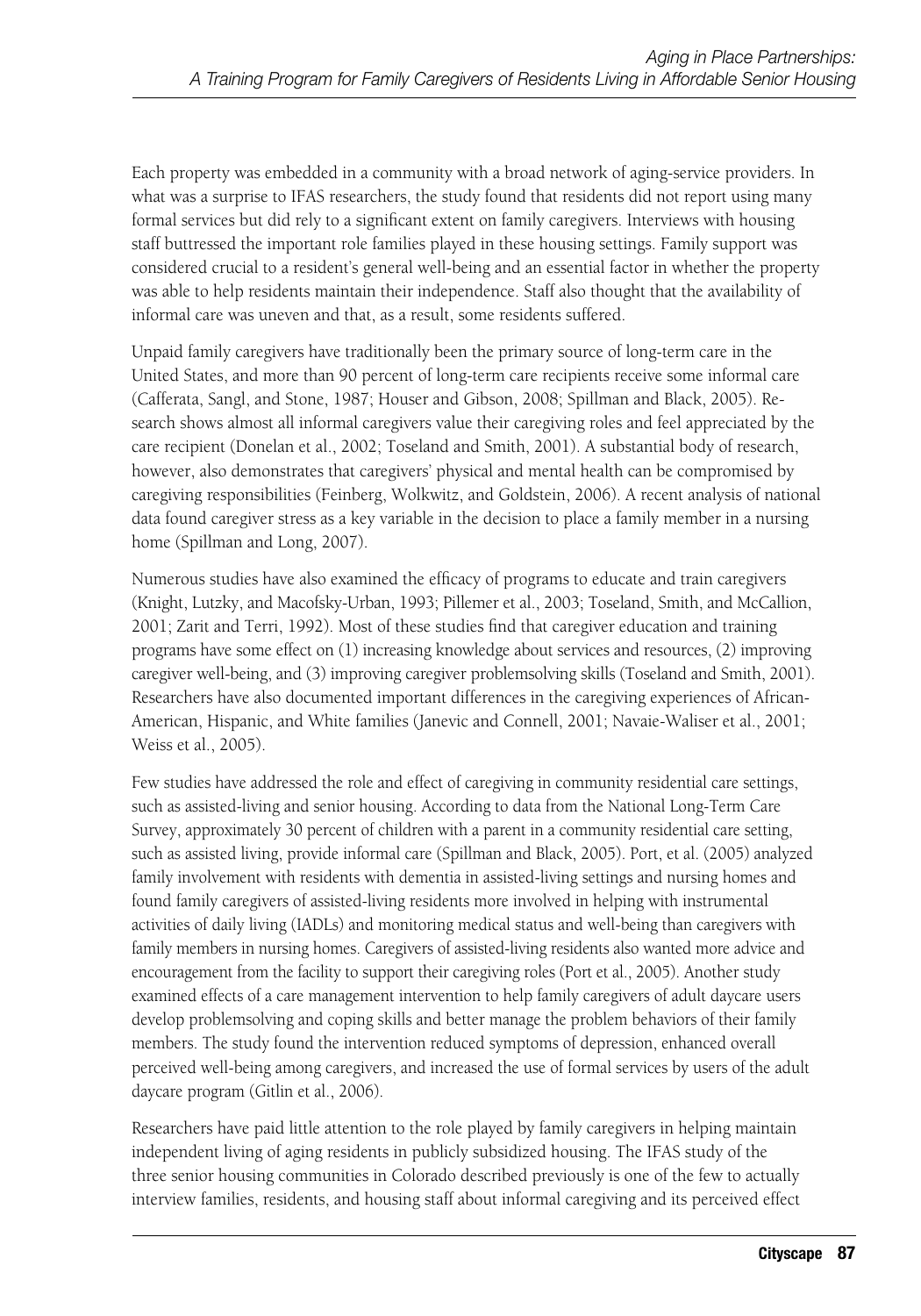Each property was embedded in a community with a broad network of aging-service providers. In what was a surprise to IFAS researchers, the study found that residents did not report using many formal services but did rely to a significant extent on family caregivers. Interviews with housing staff buttressed the important role families played in these housing settings. Family support was considered crucial to a resident's general well-being and an essential factor in whether the property was able to help residents maintain their independence. Staff also thought that the availability of informal care was uneven and that, as a result, some residents suffered.

Unpaid family caregivers have traditionally been the primary source of long-term care in the United States, and more than 90 percent of long-term care recipients receive some informal care (Cafferata, Sangl, and Stone, 1987; Houser and Gibson, 2008; Spillman and Black, 2005). Research shows almost all informal caregivers value their caregiving roles and feel appreciated by the care recipient (Donelan et al., 2002; Toseland and Smith, 2001). A substantial body of research, however, also demonstrates that caregivers' physical and mental health can be compromised by caregiving responsibilities (Feinberg, Wolkwitz, and Goldstein, 2006). A recent analysis of national data found caregiver stress as a key variable in the decision to place a family member in a nursing home (Spillman and Long, 2007).

Numerous studies have also examined the efficacy of programs to educate and train caregivers (Knight, Lutzky, and Macofsky-Urban, 1993; Pillemer et al., 2003; Toseland, Smith, and McCallion, 2001; Zarit and Terri, 1992). Most of these studies find that caregiver education and training programs have some effect on (1) increasing knowledge about services and resources, (2) improving caregiver well-being, and (3) improving caregiver problemsolving skills (Toseland and Smith, 2001). Researchers have also documented important differences in the caregiving experiences of African-American, Hispanic, and White families (Janevic and Connell, 2001; Navaie-Waliser et al., 2001; Weiss et al., 2005).

Few studies have addressed the role and effect of caregiving in community residential care settings, such as assisted-living and senior housing. According to data from the National Long-Term Care Survey, approximately 30 percent of children with a parent in a community residential care setting, such as assisted living, provide informal care (Spillman and Black, 2005). Port, et al. (2005) analyzed family involvement with residents with dementia in assisted-living settings and nursing homes and found family caregivers of assisted-living residents more involved in helping with instrumental activities of daily living (IADLs) and monitoring medical status and well-being than caregivers with family members in nursing homes. Caregivers of assisted-living residents also wanted more advice and encouragement from the facility to support their caregiving roles (Port et al., 2005). Another study examined effects of a care management intervention to help family caregivers of adult daycare users develop problemsolving and coping skills and better manage the problem behaviors of their family members. The study found the intervention reduced symptoms of depression, enhanced overall perceived well-being among caregivers, and increased the use of formal services by users of the adult daycare program (Gitlin et al., 2006).

Researchers have paid little attention to the role played by family caregivers in helping maintain independent living of aging residents in publicly subsidized housing. The IFAS study of the three senior housing communities in Colorado described previously is one of the few to actually interview families, residents, and housing staff about informal caregiving and its perceived effect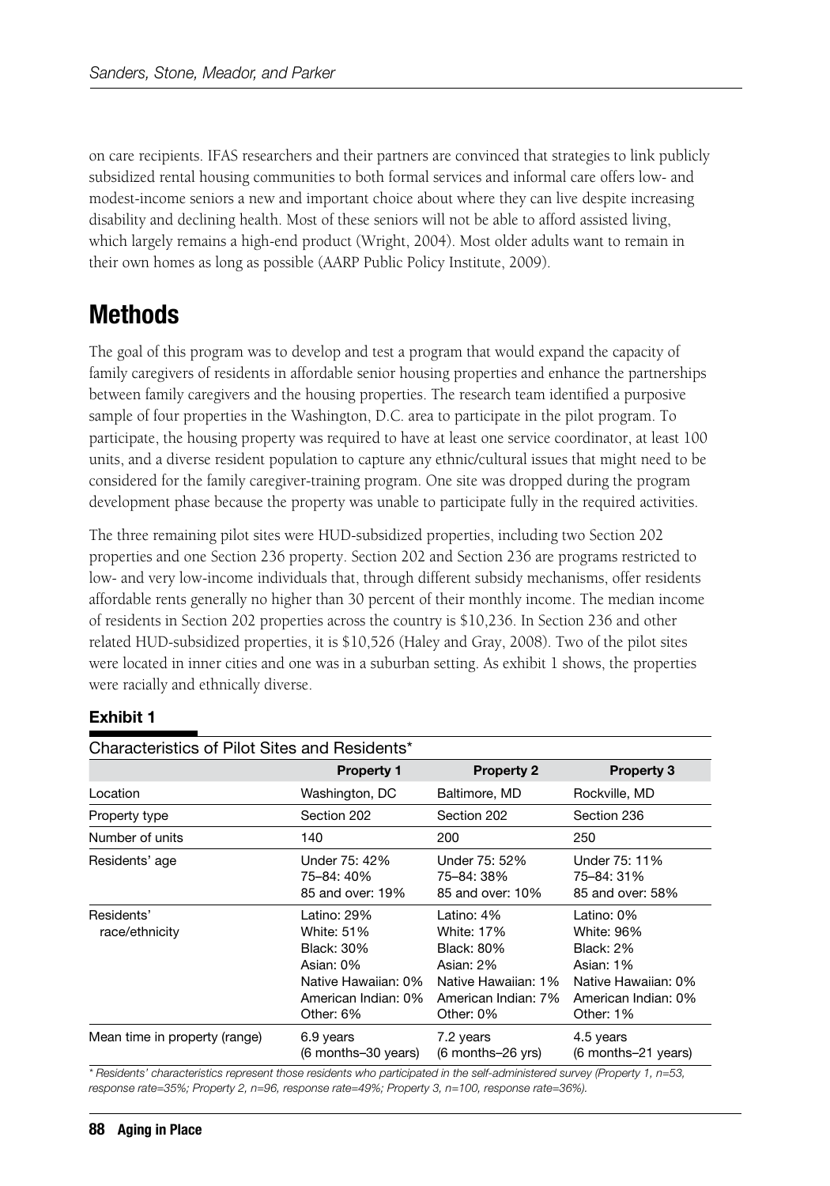on care recipients. IFAS researchers and their partners are convinced that strategies to link publicly subsidized rental housing communities to both formal services and informal care offers low- and modest-income seniors a new and important choice about where they can live despite increasing disability and declining health. Most of these seniors will not be able to afford assisted living, which largely remains a high-end product (Wright, 2004). Most older adults want to remain in their own homes as long as possible (AARP Public Policy Institute, 2009).

## Methods

The goal of this program was to develop and test a program that would expand the capacity of family caregivers of residents in affordable senior housing properties and enhance the partnerships between family caregivers and the housing properties. The research team identified a purposive sample of four properties in the Washington, D.C. area to participate in the pilot program. To participate, the housing property was required to have at least one service coordinator, at least 100 units, and a diverse resident population to capture any ethnic/cultural issues that might need to be considered for the family caregiver-training program. One site was dropped during the program development phase because the property was unable to participate fully in the required activities.

The three remaining pilot sites were HUD-subsidized properties, including two Section 202 properties and one Section 236 property. Section 202 and Section 236 are programs restricted to low- and very low-income individuals that, through different subsidy mechanisms, offer residents affordable rents generally no higher than 30 percent of their monthly income. The median income of residents in Section 202 properties across the country is $10,236. In Section 236 and other related HUD-subsidized properties, it is $10,526 (Haley and Gray, 2008). Two of the pilot sites were located in inner cities and one was in a suburban setting. As exhibit 1 shows, the properties were racially and ethnically diverse.

**Exhibit 1**

Characteristics of Pilot Sites and Residents*

| | Property 1 | Property 2 | Property 3 |
|---|---|---|---|
| Location | Washington, DC | Baltimore, MD | Rockville, MD |
| Property type | Section 202 | Section 202 | Section 236 |
| Number of units | 140 | 200 | 250 |
| Residents' age | Under 75: 42%<br>75–84: 40%<br>85 and over: 19% | Under 75: 52%<br>75–84: 38%<br>85 and over: 10% | Under 75: 11%<br>75–84: 31%<br>85 and over: 58% |
| Residents' race/ethnicity | Latino: 29%<br>White: 51%<br>Black: 30%<br>Asian: 0%<br>Native Hawaiian: 0%<br>American Indian: 0%<br>Other: 6% | Latino: 4%<br>White: 17%<br>Black: 80%<br>Asian: 2%<br>Native Hawaiian: 1%<br>American Indian: 7%<br>Other: 0% | Latino: 0%<br>White: 96%<br>Black: 2%<br>Asian: 1%<br>Native Hawaiian: 0%<br>American Indian: 0%<br>Other: 1% |
| Mean time in property (range) | 6.9 years<br>(6 months–30 years) | 7.2 years<br>(6 months–26 yrs) | 4.5 years<br>(6 months–21 years) |

*\* Residents' characteristics represent those residents who participated in the self-administered survey (Property 1, n=53, response rate=35%; Property 2, n=96, response rate=49%; Property 3, n=100, response rate=36%).*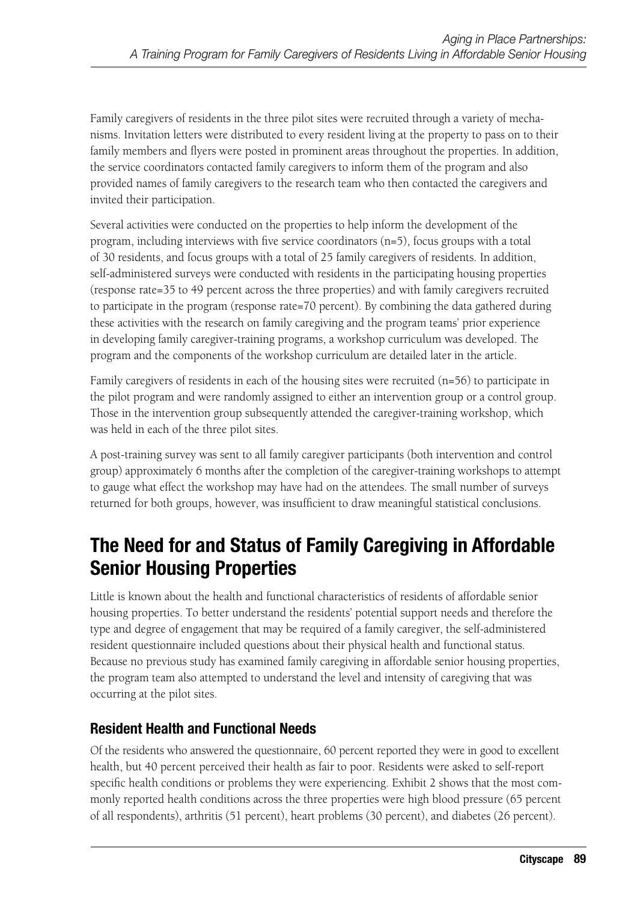Family caregivers of residents in the three pilot sites were recruited through a variety of mechanisms. Invitation letters were distributed to every resident living at the property to pass on to their family members and flyers were posted in prominent areas throughout the properties. In addition, the service coordinators contacted family caregivers to inform them of the program and also provided names of family caregivers to the research team who then contacted the caregivers and invited their participation.

Several activities were conducted on the properties to help inform the development of the program, including interviews with five service coordinators (n=5), focus groups with a total of 30 residents, and focus groups with a total of 25 family caregivers of residents. In addition, self-administered surveys were conducted with residents in the participating housing properties (response rate=35 to 49 percent across the three properties) and with family caregivers recruited to participate in the program (response rate=70 percent). By combining the data gathered during these activities with the research on family caregiving and the program teams' prior experience in developing family caregiver-training programs, a workshop curriculum was developed. The program and the components of the workshop curriculum are detailed later in the article.

Family caregivers of residents in each of the housing sites were recruited (n=56) to participate in the pilot program and were randomly assigned to either an intervention group or a control group. Those in the intervention group subsequently attended the caregiver-training workshop, which was held in each of the three pilot sites.

A post-training survey was sent to all family caregiver participants (both intervention and control group) approximately 6 months after the completion of the caregiver-training workshops to attempt to gauge what effect the workshop may have had on the attendees. The small number of surveys returned for both groups, however, was insufficient to draw meaningful statistical conclusions.

## The Need for and Status of Family Caregiving in Affordable Senior Housing Properties

Little is known about the health and functional characteristics of residents of affordable senior housing properties. To better understand the residents' potential support needs and therefore the type and degree of engagement that may be required of a family caregiver, the self-administered resident questionnaire included questions about their physical health and functional status. Because no previous study has examined family caregiving in affordable senior housing properties, the program team also attempted to understand the level and intensity of caregiving that was occurring at the pilot sites.

### Resident Health and Functional Needs

Of the residents who answered the questionnaire, 60 percent reported they were in good to excellent health, but 40 percent perceived their health as fair to poor. Residents were asked to self-report specific health conditions or problems they were experiencing. Exhibit 2 shows that the most commonly reported health conditions across the three properties were high blood pressure (65 percent of all respondents), arthritis (51 percent), heart problems (30 percent), and diabetes (26 percent).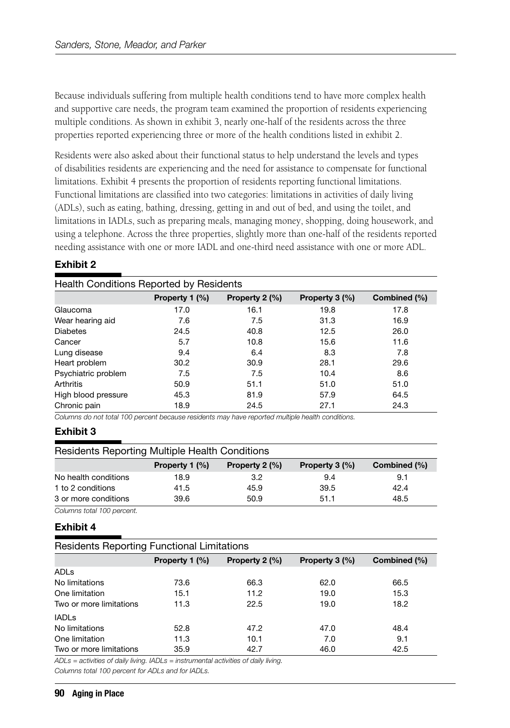Because individuals suffering from multiple health conditions tend to have more complex health and supportive care needs, the program team examined the proportion of residents experiencing multiple conditions. As shown in exhibit 3, nearly one-half of the residents across the three properties reported experiencing three or more of the health conditions listed in exhibit 2.

Residents were also asked about their functional status to help understand the levels and types of disabilities residents are experiencing and the need for assistance to compensate for functional limitations. Exhibit 4 presents the proportion of residents reporting functional limitations. Functional limitations are classified into two categories: limitations in activities of daily living (ADLs), such as eating, bathing, dressing, getting in and out of bed, and using the toilet, and limitations in IADLs, such as preparing meals, managing money, shopping, doing housework, and using a telephone. Across the three properties, slightly more than one-half of the residents reported needing assistance with one or more IADL and one-third need assistance with one or more ADL.

**Exhibit 2**

Health Conditions Reported by Residents

| | Property 1 (%) | Property 2 (%) | Property 3 (%) | Combined (%) |
|---|---|---|---|---|
| Glaucoma | 17.0 | 16.1 | 19.8 | 17.8 |
| Wear hearing aid | 7.6 | 7.5 | 31.3 | 16.9 |
| Diabetes | 24.5 | 40.8 | 12.5 | 26.0 |
| Cancer | 5.7 | 10.8 | 15.6 | 11.6 |
| Lung disease | 9.4 | 6.4 | 8.3 | 7.8 |
| Heart problem | 30.2 | 30.9 | 28.1 | 29.6 |
| Psychiatric problem | 7.5 | 7.5 | 10.4 | 8.6 |
| Arthritis | 50.9 | 51.1 | 51.0 | 51.0 |
| High blood pressure | 45.3 | 81.9 | 57.9 | 64.5 |
| Chronic pain | 18.9 | 24.5 | 27.1 | 24.3 |

*Columns do not total 100 percent because residents may have reported multiple health conditions.*

**Exhibit 3**

Residents Reporting Multiple Health Conditions

| | Property 1 (%) | Property 2 (%) | Property 3 (%) | Combined (%) |
|---|---|---|---|---|
| No health conditions | 18.9 | 3.2 | 9.4 | 9.1 |
| 1 to 2 conditions | 41.5 | 45.9 | 39.5 | 42.4 |
| 3 or more conditions | 39.6 | 50.9 | 51.1 | 48.5 |

*Columns total 100 percent.*

**Exhibit 4**

Residents Reporting Functional Limitations

| | Property 1 (%) | Property 2 (%) | Property 3 (%) | Combined (%) |
|---|---|---|---|---|
| ADLs | | | | |
| No limitations | 73.6 | 66.3 | 62.0 | 66.5 |
| One limitation | 15.1 | 11.2 | 19.0 | 15.3 |
| Two or more limitations | 11.3 | 22.5 | 19.0 | 18.2 |
| IADLs | | | | |
| No limitations | 52.8 | 47.2 | 47.0 | 48.4 |
| One limitation | 11.3 | 10.1 | 7.0 | 9.1 |
| Two or more limitations | 35.9 | 42.7 | 46.0 | 42.5 |

*ADLs = activities of daily living. IADLs = instrumental activities of daily living.*

*Columns total 100 percent for ADLs and for IADLs.*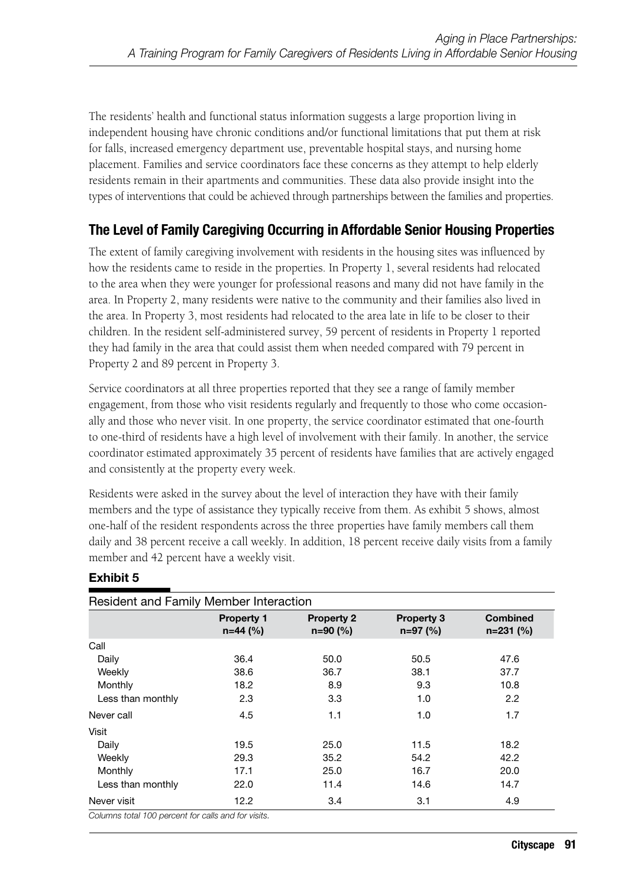The residents' health and functional status information suggests a large proportion living in independent housing have chronic conditions and/or functional limitations that put them at risk for falls, increased emergency department use, preventable hospital stays, and nursing home placement. Families and service coordinators face these concerns as they attempt to help elderly residents remain in their apartments and communities. These data also provide insight into the types of interventions that could be achieved through partnerships between the families and properties.

## The Level of Family Caregiving Occurring in Affordable Senior Housing Properties

The extent of family caregiving involvement with residents in the housing sites was influenced by how the residents came to reside in the properties. In Property 1, several residents had relocated to the area when they were younger for professional reasons and many did not have family in the area. In Property 2, many residents were native to the community and their families also lived in the area. In Property 3, most residents had relocated to the area late in life to be closer to their children. In the resident self-administered survey, 59 percent of residents in Property 1 reported they had family in the area that could assist them when needed compared with 79 percent in Property 2 and 89 percent in Property 3.

Service coordinators at all three properties reported that they see a range of family member engagement, from those who visit residents regularly and frequently to those who come occasionally and those who never visit. In one property, the service coordinator estimated that one-fourth to one-third of residents have a high level of involvement with their family. In another, the service coordinator estimated approximately 35 percent of residents have families that are actively engaged and consistently at the property every week.

Residents were asked in the survey about the level of interaction they have with their family members and the type of assistance they typically receive from them. As exhibit 5 shows, almost one-half of the resident respondents across the three properties have family members call them daily and 38 percent receive a call weekly. In addition, 18 percent receive daily visits from a family member and 42 percent have a weekly visit.

**Exhibit 5**

Resident and Family Member Interaction

| | Property 1 n=44 (%) | Property 2 n=90 (%) | Property 3 n=97 (%) | Combined n=231 (%) |
|---|---|---|---|---|
| Call | | | | |
| Daily | 36.4 | 50.0 | 50.5 | 47.6 |
| Weekly | 38.6 | 36.7 | 38.1 | 37.7 |
| Monthly | 18.2 | 8.9 | 9.3 | 10.8 |
| Less than monthly | 2.3 | 3.3 | 1.0 | 2.2 |
| Never call | 4.5 | 1.1 | 1.0 | 1.7 |
| Visit | | | | |
| Daily | 19.5 | 25.0 | 11.5 | 18.2 |
| Weekly | 29.3 | 35.2 | 54.2 | 42.2 |
| Monthly | 17.1 | 25.0 | 16.7 | 20.0 |
| Less than monthly | 22.0 | 11.4 | 14.6 | 14.7 |
| Never visit | 12.2 | 3.4 | 3.1 | 4.9 |

*Columns total 100 percent for calls and for visits.*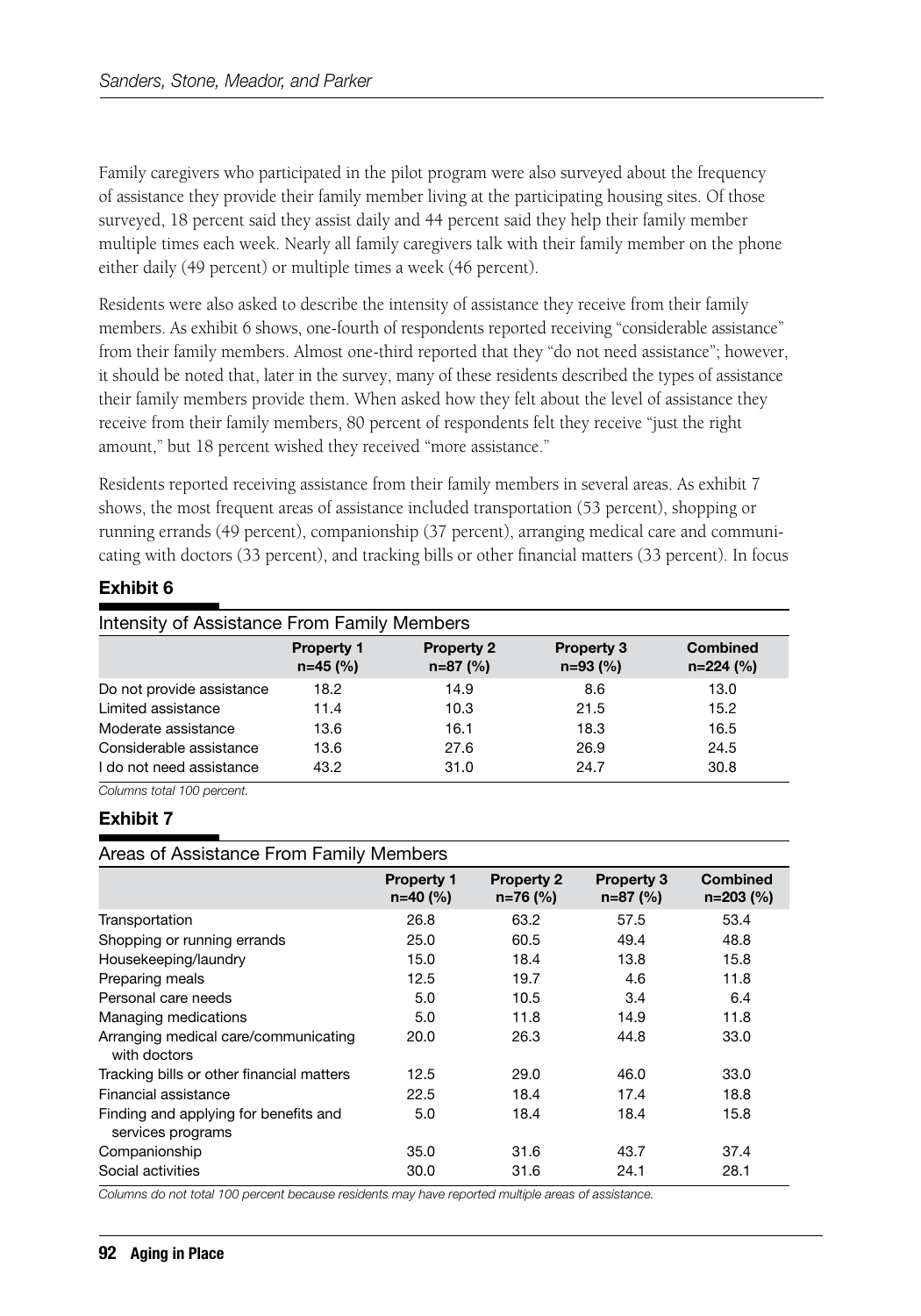Family caregivers who participated in the pilot program were also surveyed about the frequency of assistance they provide their family member living at the participating housing sites. Of those surveyed, 18 percent said they assist daily and 44 percent said they help their family member multiple times each week. Nearly all family caregivers talk with their family member on the phone either daily (49 percent) or multiple times a week (46 percent).

Residents were also asked to describe the intensity of assistance they receive from their family members. As exhibit 6 shows, one-fourth of respondents reported receiving "considerable assistance" from their family members. Almost one-third reported that they "do not need assistance"; however, it should be noted that, later in the survey, many of these residents described the types of assistance their family members provide them. When asked how they felt about the level of assistance they receive from their family members, 80 percent of respondents felt they receive "just the right amount," but 18 percent wished they received "more assistance."

Residents reported receiving assistance from their family members in several areas. As exhibit 7 shows, the most frequent areas of assistance included transportation (53 percent), shopping or running errands (49 percent), companionship (37 percent), arranging medical care and communicating with doctors (33 percent), and tracking bills or other financial matters (33 percent). In focus

**Exhibit 6**

Intensity of Assistance From Family Members

| | Property 1 n=45 (%) | Property 2 n=87 (%) | Property 3 n=93 (%) | Combined n=224 (%) |
|---|---|---|---|---|
| Do not provide assistance | 18.2 | 14.9 | 8.6 | 13.0 |
| Limited assistance | 11.4 | 10.3 | 21.5 | 15.2 |
| Moderate assistance | 13.6 | 16.1 | 18.3 | 16.5 |
| Considerable assistance | 13.6 | 27.6 | 26.9 | 24.5 |
| I do not need assistance | 43.2 | 31.0 | 24.7 | 30.8 |

*Columns total 100 percent.*

**Exhibit 7**

Areas of Assistance From Family Members

| | Property 1 n=40 (%) | Property 2 n=76 (%) | Property 3 n=87 (%) | Combined n=203 (%) |
|---|---|---|---|---|
| Transportation | 26.8 | 63.2 | 57.5 | 53.4 |
| Shopping or running errands | 25.0 | 60.5 | 49.4 | 48.8 |
| Housekeeping/laundry | 15.0 | 18.4 | 13.8 | 15.8 |
| Preparing meals | 12.5 | 19.7 | 4.6 | 11.8 |
| Personal care needs | 5.0 | 10.5 | 3.4 | 6.4 |
| Managing medications | 5.0 | 11.8 | 14.9 | 11.8 |
| Arranging medical care/communicating with doctors | 20.0 | 26.3 | 44.8 | 33.0 |
| Tracking bills or other financial matters | 12.5 | 29.0 | 46.0 | 33.0 |
| Financial assistance | 22.5 | 18.4 | 17.4 | 18.8 |
| Finding and applying for benefits and services programs | 5.0 | 18.4 | 18.4 | 15.8 |
| Companionship | 35.0 | 31.6 | 43.7 | 37.4 |
| Social activities | 30.0 | 31.6 | 24.1 | 28.1 |

*Columns do not total 100 percent because residents may have reported multiple areas of assistance.*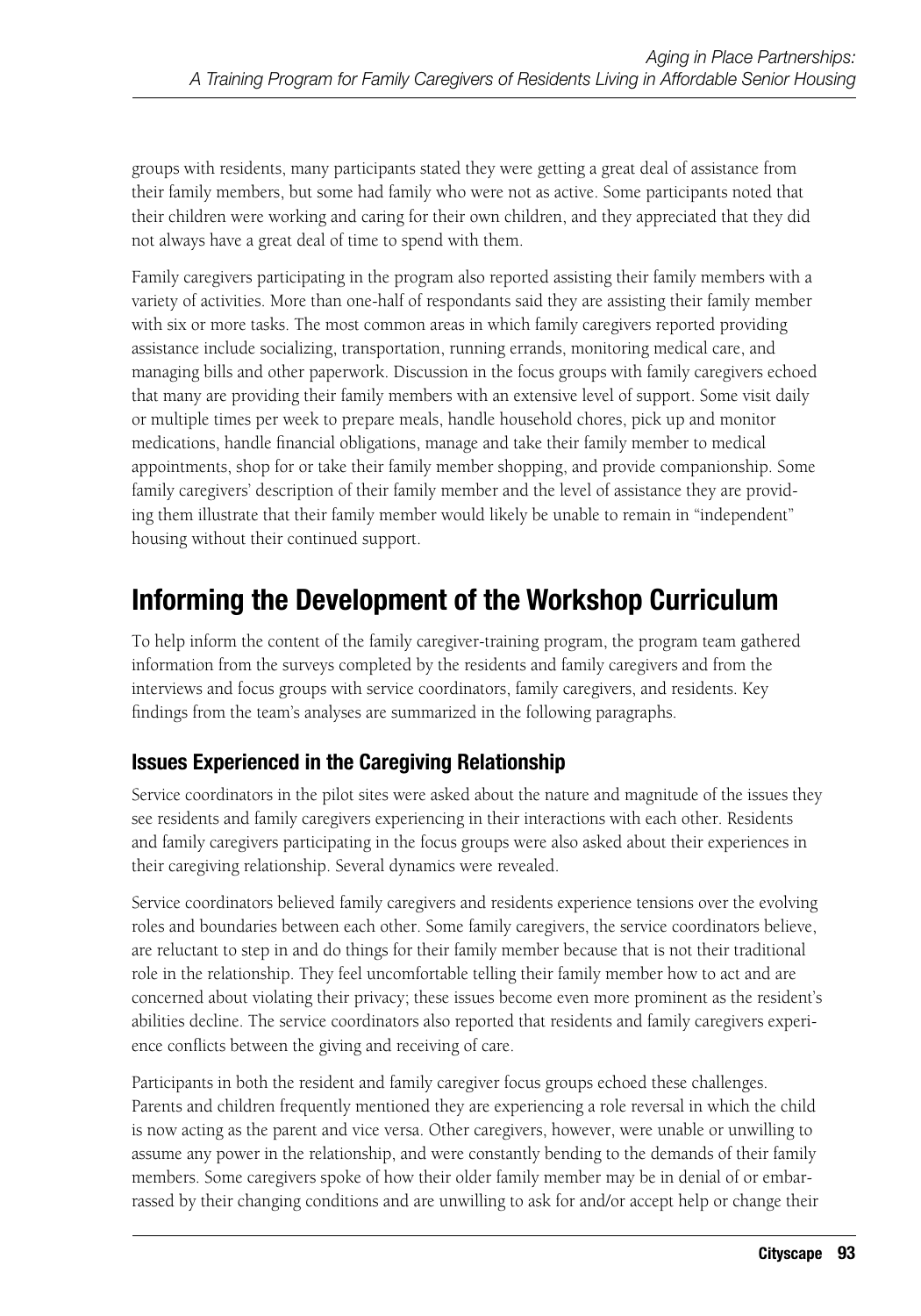groups with residents, many participants stated they were getting a great deal of assistance from their family members, but some had family who were not as active. Some participants noted that their children were working and caring for their own children, and they appreciated that they did not always have a great deal of time to spend with them.

Family caregivers participating in the program also reported assisting their family members with a variety of activities. More than one-half of respondants said they are assisting their family member with six or more tasks. The most common areas in which family caregivers reported providing assistance include socializing, transportation, running errands, monitoring medical care, and managing bills and other paperwork. Discussion in the focus groups with family caregivers echoed that many are providing their family members with an extensive level of support. Some visit daily or multiple times per week to prepare meals, handle household chores, pick up and monitor medications, handle financial obligations, manage and take their family member to medical appointments, shop for or take their family member shopping, and provide companionship. Some family caregivers' description of their family member and the level of assistance they are providing them illustrate that their family member would likely be unable to remain in "independent" housing without their continued support.

## Informing the Development of the Workshop Curriculum

To help inform the content of the family caregiver-training program, the program team gathered information from the surveys completed by the residents and family caregivers and from the interviews and focus groups with service coordinators, family caregivers, and residents. Key findings from the team's analyses are summarized in the following paragraphs.

### Issues Experienced in the Caregiving Relationship

Service coordinators in the pilot sites were asked about the nature and magnitude of the issues they see residents and family caregivers experiencing in their interactions with each other. Residents and family caregivers participating in the focus groups were also asked about their experiences in their caregiving relationship. Several dynamics were revealed.

Service coordinators believed family caregivers and residents experience tensions over the evolving roles and boundaries between each other. Some family caregivers, the service coordinators believe, are reluctant to step in and do things for their family member because that is not their traditional role in the relationship. They feel uncomfortable telling their family member how to act and are concerned about violating their privacy; these issues become even more prominent as the resident's abilities decline. The service coordinators also reported that residents and family caregivers experience conflicts between the giving and receiving of care.

Participants in both the resident and family caregiver focus groups echoed these challenges. Parents and children frequently mentioned they are experiencing a role reversal in which the child is now acting as the parent and vice versa. Other caregivers, however, were unable or unwilling to assume any power in the relationship, and were constantly bending to the demands of their family members. Some caregivers spoke of how their older family member may be in denial of or embarrassed by their changing conditions and are unwilling to ask for and/or accept help or change their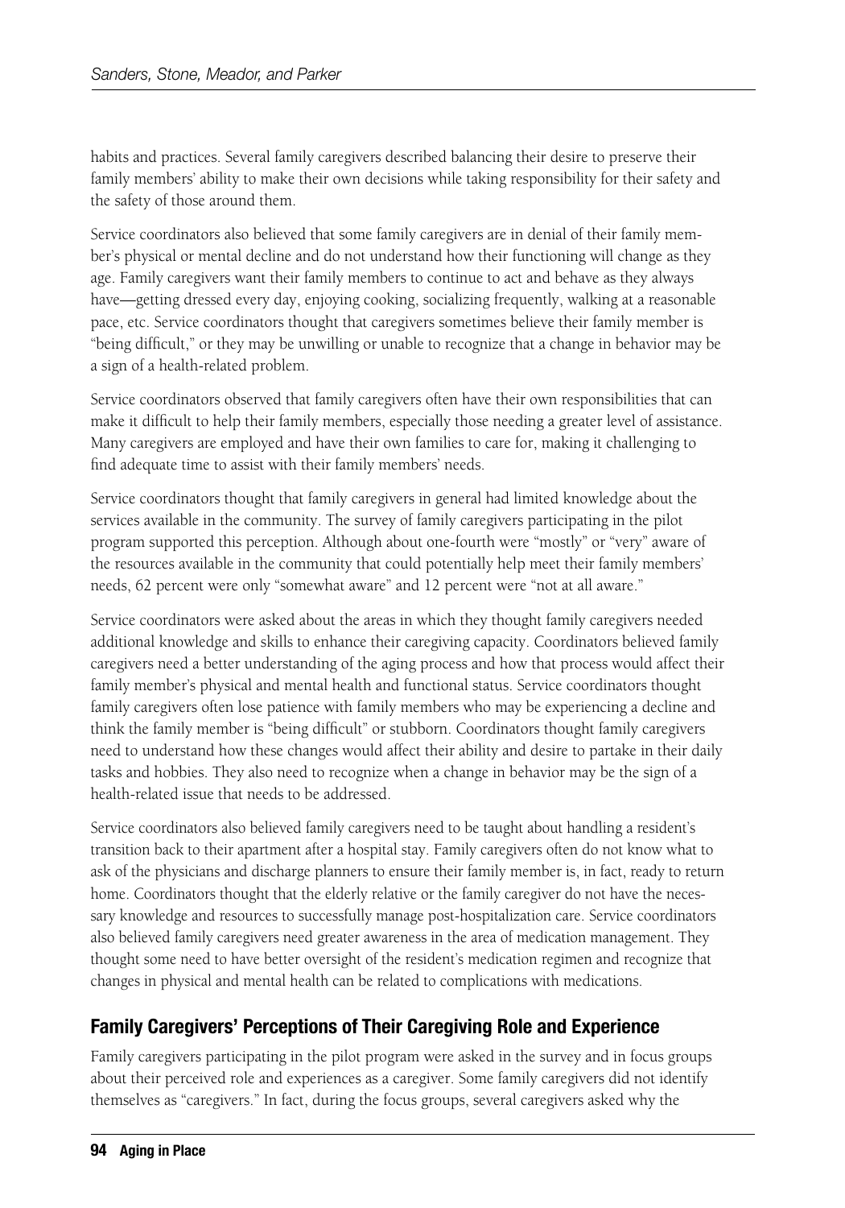habits and practices. Several family caregivers described balancing their desire to preserve their family members' ability to make their own decisions while taking responsibility for their safety and the safety of those around them.

Service coordinators also believed that some family caregivers are in denial of their family member's physical or mental decline and do not understand how their functioning will change as they age. Family caregivers want their family members to continue to act and behave as they always have—getting dressed every day, enjoying cooking, socializing frequently, walking at a reasonable pace, etc. Service coordinators thought that caregivers sometimes believe their family member is "being difficult," or they may be unwilling or unable to recognize that a change in behavior may be a sign of a health-related problem.

Service coordinators observed that family caregivers often have their own responsibilities that can make it difficult to help their family members, especially those needing a greater level of assistance. Many caregivers are employed and have their own families to care for, making it challenging to find adequate time to assist with their family members' needs.

Service coordinators thought that family caregivers in general had limited knowledge about the services available in the community. The survey of family caregivers participating in the pilot program supported this perception. Although about one-fourth were "mostly" or "very" aware of the resources available in the community that could potentially help meet their family members' needs, 62 percent were only "somewhat aware" and 12 percent were "not at all aware."

Service coordinators were asked about the areas in which they thought family caregivers needed additional knowledge and skills to enhance their caregiving capacity. Coordinators believed family caregivers need a better understanding of the aging process and how that process would affect their family member's physical and mental health and functional status. Service coordinators thought family caregivers often lose patience with family members who may be experiencing a decline and think the family member is "being difficult" or stubborn. Coordinators thought family caregivers need to understand how these changes would affect their ability and desire to partake in their daily tasks and hobbies. They also need to recognize when a change in behavior may be the sign of a health-related issue that needs to be addressed.

Service coordinators also believed family caregivers need to be taught about handling a resident's transition back to their apartment after a hospital stay. Family caregivers often do not know what to ask of the physicians and discharge planners to ensure their family member is, in fact, ready to return home. Coordinators thought that the elderly relative or the family caregiver do not have the necessary knowledge and resources to successfully manage post-hospitalization care. Service coordinators also believed family caregivers need greater awareness in the area of medication management. They thought some need to have better oversight of the resident's medication regimen and recognize that changes in physical and mental health can be related to complications with medications.

## Family Caregivers' Perceptions of Their Caregiving Role and Experience

Family caregivers participating in the pilot program were asked in the survey and in focus groups about their perceived role and experiences as a caregiver. Some family caregivers did not identify themselves as "caregivers." In fact, during the focus groups, several caregivers asked why the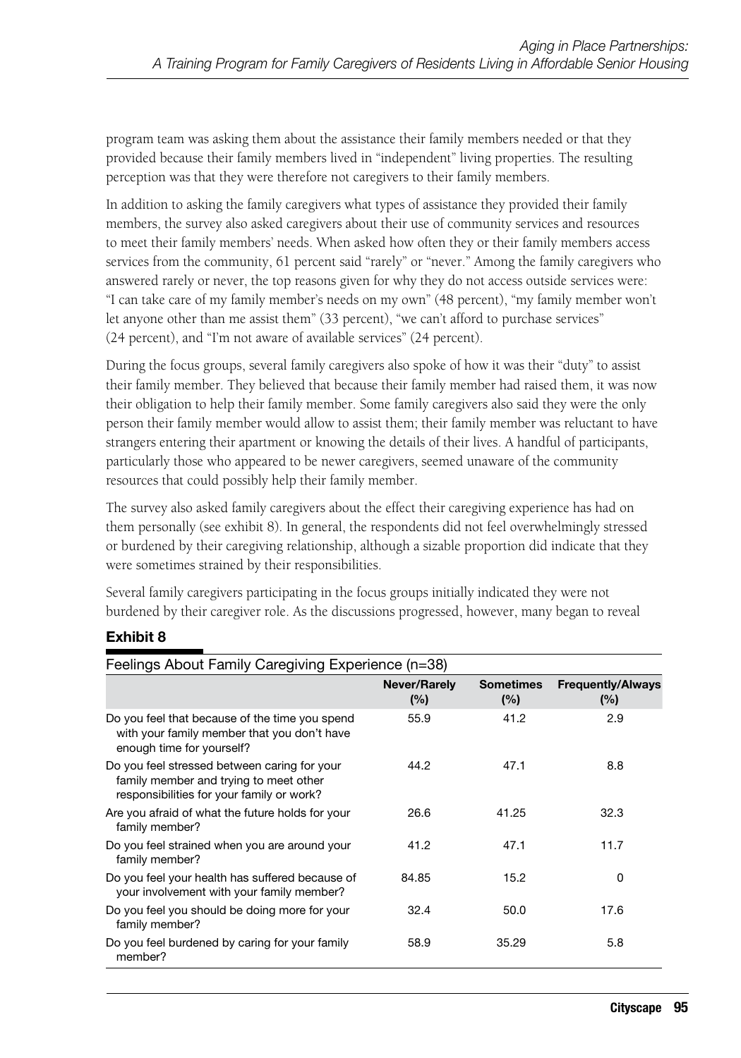program team was asking them about the assistance their family members needed or that they provided because their family members lived in "independent" living properties. The resulting perception was that they were therefore not caregivers to their family members.

In addition to asking the family caregivers what types of assistance they provided their family members, the survey also asked caregivers about their use of community services and resources to meet their family members' needs. When asked how often they or their family members access services from the community, 61 percent said "rarely" or "never." Among the family caregivers who answered rarely or never, the top reasons given for why they do not access outside services were: "I can take care of my family member's needs on my own" (48 percent), "my family member won't let anyone other than me assist them" (33 percent), "we can't afford to purchase services" (24 percent), and "I'm not aware of available services" (24 percent).

During the focus groups, several family caregivers also spoke of how it was their "duty" to assist their family member. They believed that because their family member had raised them, it was now their obligation to help their family member. Some family caregivers also said they were the only person their family member would allow to assist them; their family member was reluctant to have strangers entering their apartment or knowing the details of their lives. A handful of participants, particularly those who appeared to be newer caregivers, seemed unaware of the community resources that could possibly help their family member.

The survey also asked family caregivers about the effect their caregiving experience has had on them personally (see exhibit 8). In general, the respondents did not feel overwhelmingly stressed or burdened by their caregiving relationship, although a sizable proportion did indicate that they were sometimes strained by their responsibilities.

Several family caregivers participating in the focus groups initially indicated they were not burdened by their caregiver role. As the discussions progressed, however, many began to reveal

**Exhibit 8**

Feelings About Family Caregiving Experience (n=38)

| | Never/Rarely (%) | Sometimes (%) | Frequently/Always (%) |
|---|---|---|---|
| Do you feel that because of the time you spend with your family member that you don't have enough time for yourself? | 55.9 | 41.2 | 2.9 |
| Do you feel stressed between caring for your family member and trying to meet other responsibilities for your family or work? | 44.2 | 47.1 | 8.8 |
| Are you afraid of what the future holds for your family member? | 26.6 | 41.25 | 32.3 |
| Do you feel strained when you are around your family member? | 41.2 | 47.1 | 11.7 |
| Do you feel your health has suffered because of your involvement with your family member? | 84.85 | 15.2 | 0 |
| Do you feel you should be doing more for your family member? | 32.4 | 50.0 | 17.6 |
| Do you feel burdened by caring for your family member? | 58.9 | 35.29 | 5.8 |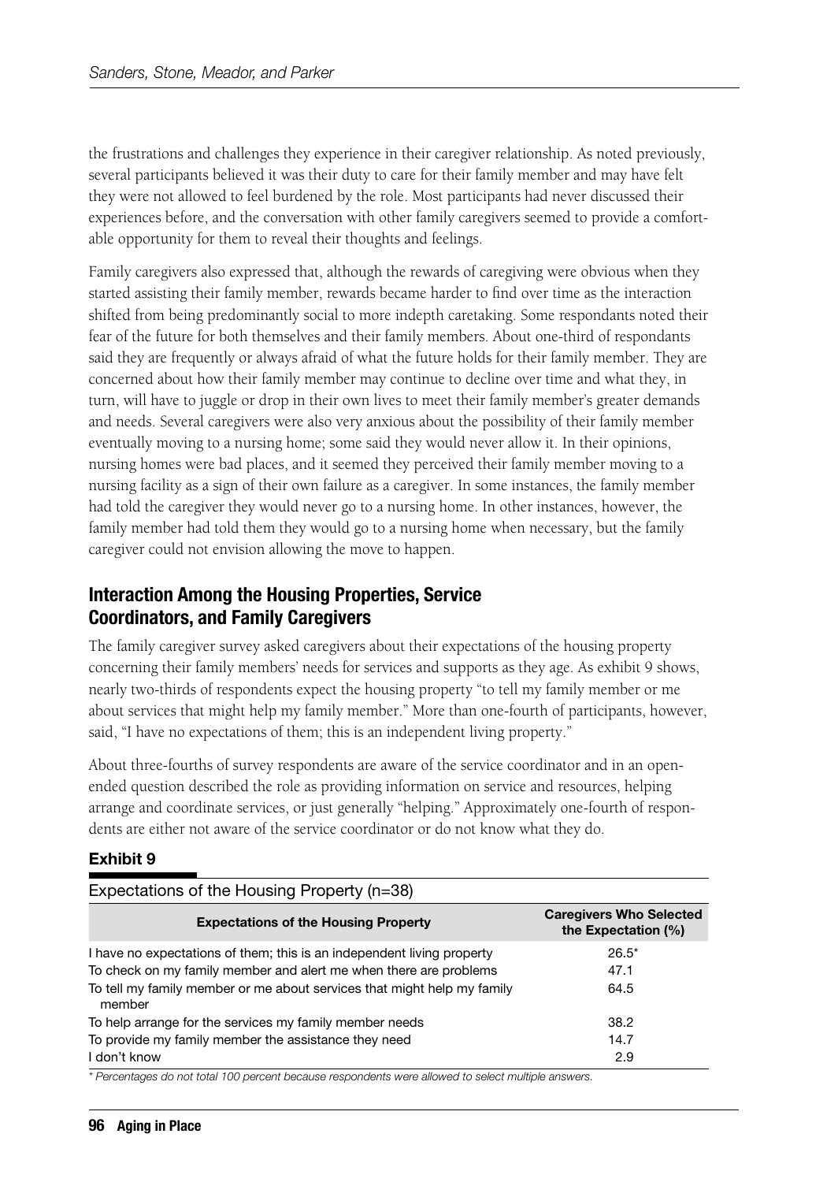the frustrations and challenges they experience in their caregiver relationship. As noted previously, several participants believed it was their duty to care for their family member and may have felt they were not allowed to feel burdened by the role. Most participants had never discussed their experiences before, and the conversation with other family caregivers seemed to provide a comfortable opportunity for them to reveal their thoughts and feelings.

Family caregivers also expressed that, although the rewards of caregiving were obvious when they started assisting their family member, rewards became harder to find over time as the interaction shifted from being predominantly social to more indepth caretaking. Some respondants noted their fear of the future for both themselves and their family members. About one-third of respondants said they are frequently or always afraid of what the future holds for their family member. They are concerned about how their family member may continue to decline over time and what they, in turn, will have to juggle or drop in their own lives to meet their family member's greater demands and needs. Several caregivers were also very anxious about the possibility of their family member eventually moving to a nursing home; some said they would never allow it. In their opinions, nursing homes were bad places, and it seemed they perceived their family member moving to a nursing facility as a sign of their own failure as a caregiver. In some instances, the family member had told the caregiver they would never go to a nursing home. In other instances, however, the family member had told them they would go to a nursing home when necessary, but the family caregiver could not envision allowing the move to happen.

## Interaction Among the Housing Properties, Service Coordinators, and Family Caregivers

The family caregiver survey asked caregivers about their expectations of the housing property concerning their family members' needs for services and supports as they age. As exhibit 9 shows, nearly two-thirds of respondents expect the housing property "to tell my family member or me about services that might help my family member." More than one-fourth of participants, however, said, "I have no expectations of them; this is an independent living property."

About three-fourths of survey respondents are aware of the service coordinator and in an open-ended question described the role as providing information on service and resources, helping arrange and coordinate services, or just generally "helping." Approximately one-fourth of respondents are either not aware of the service coordinator or do not know what they do.

**Exhibit 9**

Expectations of the Housing Property (n=38)

| Expectations of the Housing Property | Caregivers Who Selected the Expectation (%) |
|---|---|
| I have no expectations of them; this is an independent living property | 26.5* |
| To check on my family member and alert me when there are problems | 47.1 |
| To tell my family member or me about services that might help my family member | 64.5 |
| To help arrange for the services my family member needs | 38.2 |
| To provide my family member the assistance they need | 14.7 |
| I don't know | 2.9 |

*\* Percentages do not total 100 percent because respondents were allowed to select multiple answers.*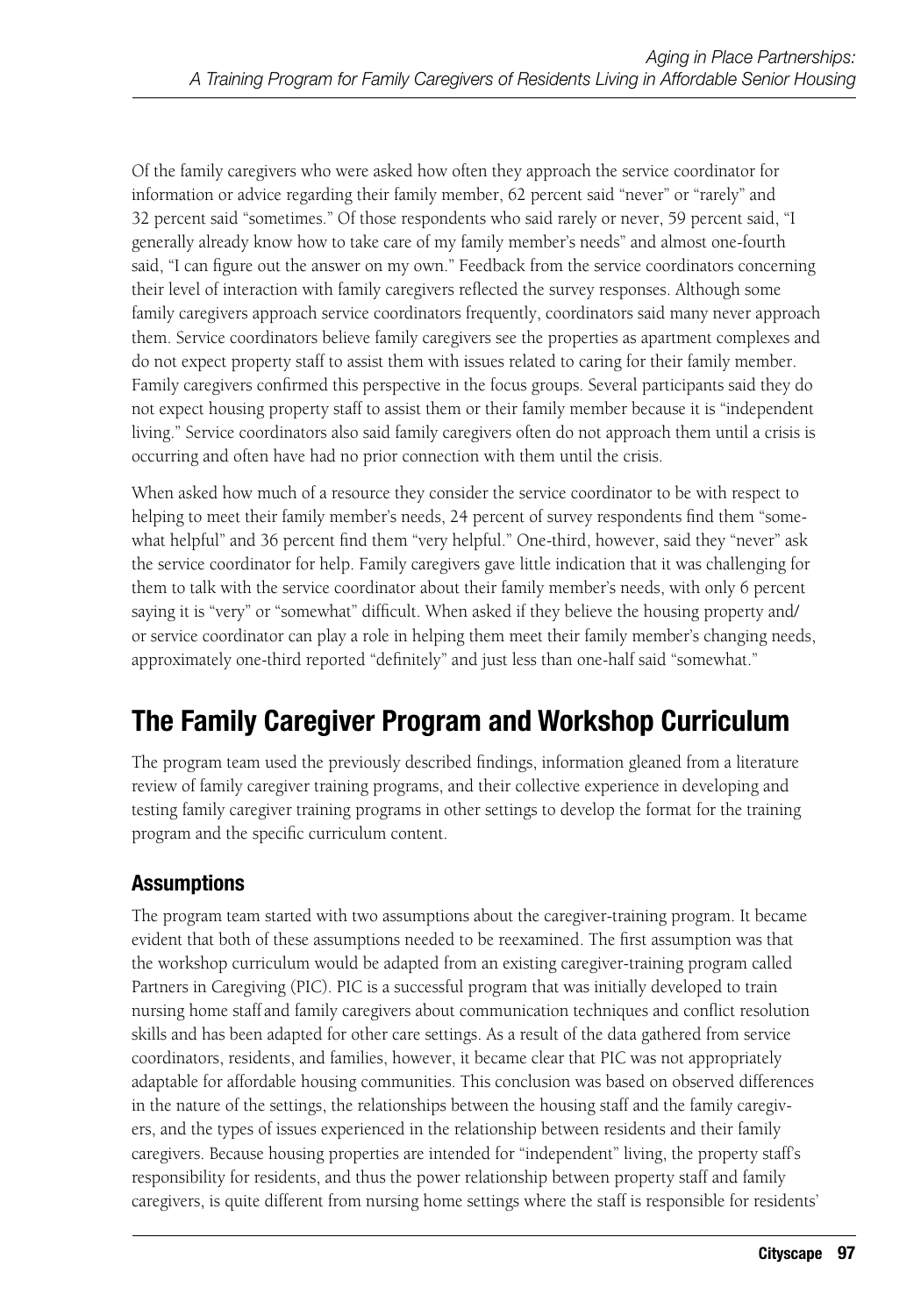Of the family caregivers who were asked how often they approach the service coordinator for information or advice regarding their family member, 62 percent said "never" or "rarely" and 32 percent said "sometimes." Of those respondents who said rarely or never, 59 percent said, "I generally already know how to take care of my family member's needs" and almost one-fourth said, "I can figure out the answer on my own." Feedback from the service coordinators concerning their level of interaction with family caregivers reflected the survey responses. Although some family caregivers approach service coordinators frequently, coordinators said many never approach them. Service coordinators believe family caregivers see the properties as apartment complexes and do not expect property staff to assist them with issues related to caring for their family member. Family caregivers confirmed this perspective in the focus groups. Several participants said they do not expect housing property staff to assist them or their family member because it is "independent living." Service coordinators also said family caregivers often do not approach them until a crisis is occurring and often have had no prior connection with them until the crisis.

When asked how much of a resource they consider the service coordinator to be with respect to helping to meet their family member's needs, 24 percent of survey respondents find them "somewhat helpful" and 36 percent find them "very helpful." One-third, however, said they "never" ask the service coordinator for help. Family caregivers gave little indication that it was challenging for them to talk with the service coordinator about their family member's needs, with only 6 percent saying it is "very" or "somewhat" difficult. When asked if they believe the housing property and/or service coordinator can play a role in helping them meet their family member's changing needs, approximately one-third reported "definitely" and just less than one-half said "somewhat."

## The Family Caregiver Program and Workshop Curriculum

The program team used the previously described findings, information gleaned from a literature review of family caregiver training programs, and their collective experience in developing and testing family caregiver training programs in other settings to develop the format for the training program and the specific curriculum content.

### Assumptions

The program team started with two assumptions about the caregiver-training program. It became evident that both of these assumptions needed to be reexamined. The first assumption was that the workshop curriculum would be adapted from an existing caregiver-training program called Partners in Caregiving (PIC). PIC is a successful program that was initially developed to train nursing home staff and family caregivers about communication techniques and conflict resolution skills and has been adapted for other care settings. As a result of the data gathered from service coordinators, residents, and families, however, it became clear that PIC was not appropriately adaptable for affordable housing communities. This conclusion was based on observed differences in the nature of the settings, the relationships between the housing staff and the family caregivers, and the types of issues experienced in the relationship between residents and their family caregivers. Because housing properties are intended for "independent" living, the property staff's responsibility for residents, and thus the power relationship between property staff and family caregivers, is quite different from nursing home settings where the staff is responsible for residents'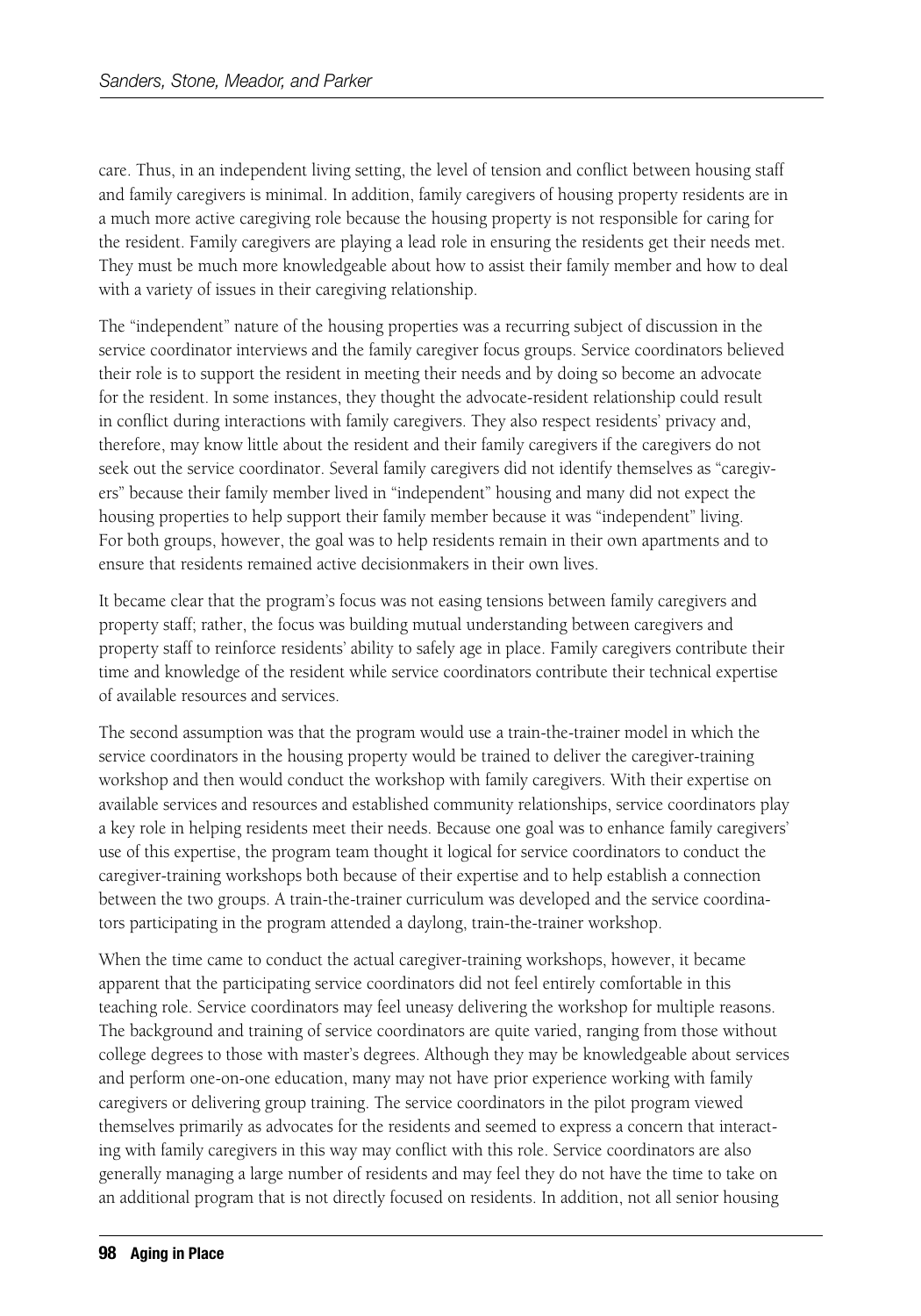care. Thus, in an independent living setting, the level of tension and conflict between housing staff and family caregivers is minimal. In addition, family caregivers of housing property residents are in a much more active caregiving role because the housing property is not responsible for caring for the resident. Family caregivers are playing a lead role in ensuring the residents get their needs met. They must be much more knowledgeable about how to assist their family member and how to deal with a variety of issues in their caregiving relationship.

The "independent" nature of the housing properties was a recurring subject of discussion in the service coordinator interviews and the family caregiver focus groups. Service coordinators believed their role is to support the resident in meeting their needs and by doing so become an advocate for the resident. In some instances, they thought the advocate-resident relationship could result in conflict during interactions with family caregivers. They also respect residents' privacy and, therefore, may know little about the resident and their family caregivers if the caregivers do not seek out the service coordinator. Several family caregivers did not identify themselves as "caregivers" because their family member lived in "independent" housing and many did not expect the housing properties to help support their family member because it was "independent" living. For both groups, however, the goal was to help residents remain in their own apartments and to ensure that residents remained active decisionmakers in their own lives.

It became clear that the program's focus was not easing tensions between family caregivers and property staff; rather, the focus was building mutual understanding between caregivers and property staff to reinforce residents' ability to safely age in place. Family caregivers contribute their time and knowledge of the resident while service coordinators contribute their technical expertise of available resources and services.

The second assumption was that the program would use a train-the-trainer model in which the service coordinators in the housing property would be trained to deliver the caregiver-training workshop and then would conduct the workshop with family caregivers. With their expertise on available services and resources and established community relationships, service coordinators play a key role in helping residents meet their needs. Because one goal was to enhance family caregivers' use of this expertise, the program team thought it logical for service coordinators to conduct the caregiver-training workshops both because of their expertise and to help establish a connection between the two groups. A train-the-trainer curriculum was developed and the service coordinators participating in the program attended a daylong, train-the-trainer workshop.

When the time came to conduct the actual caregiver-training workshops, however, it became apparent that the participating service coordinators did not feel entirely comfortable in this teaching role. Service coordinators may feel uneasy delivering the workshop for multiple reasons. The background and training of service coordinators are quite varied, ranging from those without college degrees to those with master's degrees. Although they may be knowledgeable about services and perform one-on-one education, many may not have prior experience working with family caregivers or delivering group training. The service coordinators in the pilot program viewed themselves primarily as advocates for the residents and seemed to express a concern that interacting with family caregivers in this way may conflict with this role. Service coordinators are also generally managing a large number of residents and may feel they do not have the time to take on an additional program that is not directly focused on residents. In addition, not all senior housing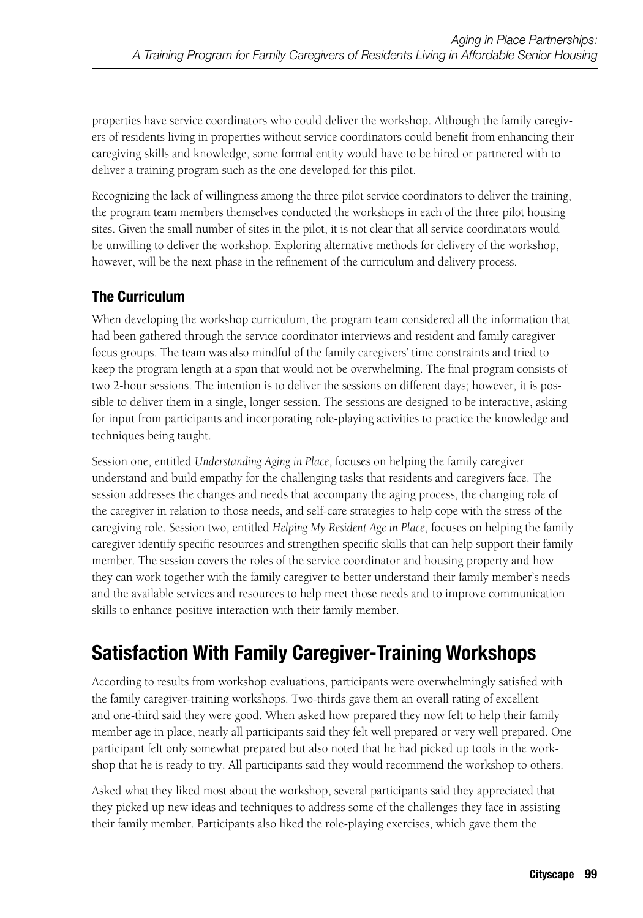properties have service coordinators who could deliver the workshop. Although the family caregivers of residents living in properties without service coordinators could benefit from enhancing their caregiving skills and knowledge, some formal entity would have to be hired or partnered with to deliver a training program such as the one developed for this pilot.

Recognizing the lack of willingness among the three pilot service coordinators to deliver the training, the program team members themselves conducted the workshops in each of the three pilot housing sites. Given the small number of sites in the pilot, it is not clear that all service coordinators would be unwilling to deliver the workshop. Exploring alternative methods for delivery of the workshop, however, will be the next phase in the refinement of the curriculum and delivery process.

### The Curriculum

When developing the workshop curriculum, the program team considered all the information that had been gathered through the service coordinator interviews and resident and family caregiver focus groups. The team was also mindful of the family caregivers' time constraints and tried to keep the program length at a span that would not be overwhelming. The final program consists of two 2-hour sessions. The intention is to deliver the sessions on different days; however, it is possible to deliver them in a single, longer session. The sessions are designed to be interactive, asking for input from participants and incorporating role-playing activities to practice the knowledge and techniques being taught.

Session one, entitled *Understanding Aging in Place*, focuses on helping the family caregiver understand and build empathy for the challenging tasks that residents and caregivers face. The session addresses the changes and needs that accompany the aging process, the changing role of the caregiver in relation to those needs, and self-care strategies to help cope with the stress of the caregiving role. Session two, entitled *Helping My Resident Age in Place*, focuses on helping the family caregiver identify specific resources and strengthen specific skills that can help support their family member. The session covers the roles of the service coordinator and housing property and how they can work together with the family caregiver to better understand their family member's needs and the available services and resources to help meet those needs and to improve communication skills to enhance positive interaction with their family member.

## Satisfaction With Family Caregiver-Training Workshops

According to results from workshop evaluations, participants were overwhelmingly satisfied with the family caregiver-training workshops. Two-thirds gave them an overall rating of excellent and one-third said they were good. When asked how prepared they now felt to help their family member age in place, nearly all participants said they felt well prepared or very well prepared. One participant felt only somewhat prepared but also noted that he had picked up tools in the workshop that he is ready to try. All participants said they would recommend the workshop to others.

Asked what they liked most about the workshop, several participants said they appreciated that they picked up new ideas and techniques to address some of the challenges they face in assisting their family member. Participants also liked the role-playing exercises, which gave them the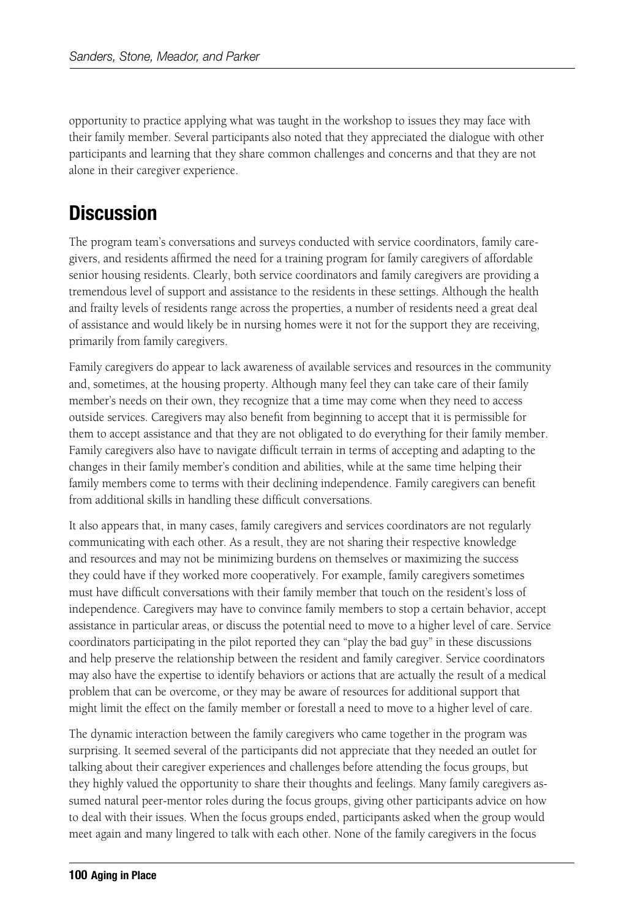opportunity to practice applying what was taught in the workshop to issues they may face with their family member. Several participants also noted that they appreciated the dialogue with other participants and learning that they share common challenges and concerns and that they are not alone in their caregiver experience.

## Discussion

The program team's conversations and surveys conducted with service coordinators, family caregivers, and residents affirmed the need for a training program for family caregivers of affordable senior housing residents. Clearly, both service coordinators and family caregivers are providing a tremendous level of support and assistance to the residents in these settings. Although the health and frailty levels of residents range across the properties, a number of residents need a great deal of assistance and would likely be in nursing homes were it not for the support they are receiving, primarily from family caregivers.

Family caregivers do appear to lack awareness of available services and resources in the community and, sometimes, at the housing property. Although many feel they can take care of their family member's needs on their own, they recognize that a time may come when they need to access outside services. Caregivers may also benefit from beginning to accept that it is permissible for them to accept assistance and that they are not obligated to do everything for their family member. Family caregivers also have to navigate difficult terrain in terms of accepting and adapting to the changes in their family member's condition and abilities, while at the same time helping their family members come to terms with their declining independence. Family caregivers can benefit from additional skills in handling these difficult conversations.

It also appears that, in many cases, family caregivers and services coordinators are not regularly communicating with each other. As a result, they are not sharing their respective knowledge and resources and may not be minimizing burdens on themselves or maximizing the success they could have if they worked more cooperatively. For example, family caregivers sometimes must have difficult conversations with their family member that touch on the resident's loss of independence. Caregivers may have to convince family members to stop a certain behavior, accept assistance in particular areas, or discuss the potential need to move to a higher level of care. Service coordinators participating in the pilot reported they can "play the bad guy" in these discussions and help preserve the relationship between the resident and family caregiver. Service coordinators may also have the expertise to identify behaviors or actions that are actually the result of a medical problem that can be overcome, or they may be aware of resources for additional support that might limit the effect on the family member or forestall a need to move to a higher level of care.

The dynamic interaction between the family caregivers who came together in the program was surprising. It seemed several of the participants did not appreciate that they needed an outlet for talking about their caregiver experiences and challenges before attending the focus groups, but they highly valued the opportunity to share their thoughts and feelings. Many family caregivers assumed natural peer-mentor roles during the focus groups, giving other participants advice on how to deal with their issues. When the focus groups ended, participants asked when the group would meet again and many lingered to talk with each other. None of the family caregivers in the focus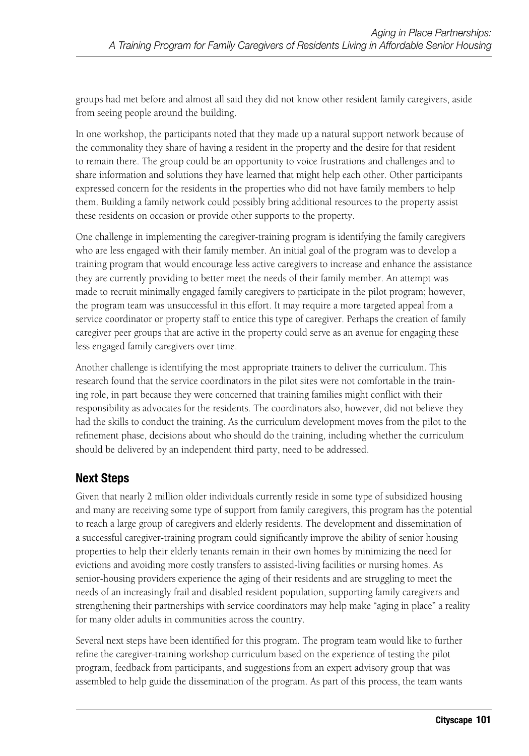groups had met before and almost all said they did not know other resident family caregivers, aside from seeing people around the building.

In one workshop, the participants noted that they made up a natural support network because of the commonality they share of having a resident in the property and the desire for that resident to remain there. The group could be an opportunity to voice frustrations and challenges and to share information and solutions they have learned that might help each other. Other participants expressed concern for the residents in the properties who did not have family members to help them. Building a family network could possibly bring additional resources to the property assist these residents on occasion or provide other supports to the property.

One challenge in implementing the caregiver-training program is identifying the family caregivers who are less engaged with their family member. An initial goal of the program was to develop a training program that would encourage less active caregivers to increase and enhance the assistance they are currently providing to better meet the needs of their family member. An attempt was made to recruit minimally engaged family caregivers to participate in the pilot program; however, the program team was unsuccessful in this effort. It may require a more targeted appeal from a service coordinator or property staff to entice this type of caregiver. Perhaps the creation of family caregiver peer groups that are active in the property could serve as an avenue for engaging these less engaged family caregivers over time.

Another challenge is identifying the most appropriate trainers to deliver the curriculum. This research found that the service coordinators in the pilot sites were not comfortable in the training role, in part because they were concerned that training families might conflict with their responsibility as advocates for the residents. The coordinators also, however, did not believe they had the skills to conduct the training. As the curriculum development moves from the pilot to the refinement phase, decisions about who should do the training, including whether the curriculum should be delivered by an independent third party, need to be addressed.

## Next Steps

Given that nearly 2 million older individuals currently reside in some type of subsidized housing and many are receiving some type of support from family caregivers, this program has the potential to reach a large group of caregivers and elderly residents. The development and dissemination of a successful caregiver-training program could significantly improve the ability of senior housing properties to help their elderly tenants remain in their own homes by minimizing the need for evictions and avoiding more costly transfers to assisted-living facilities or nursing homes. As senior-housing providers experience the aging of their residents and are struggling to meet the needs of an increasingly frail and disabled resident population, supporting family caregivers and strengthening their partnerships with service coordinators may help make "aging in place" a reality for many older adults in communities across the country.

Several next steps have been identified for this program. The program team would like to further refine the caregiver-training workshop curriculum based on the experience of testing the pilot program, feedback from participants, and suggestions from an expert advisory group that was assembled to help guide the dissemination of the program. As part of this process, the team wants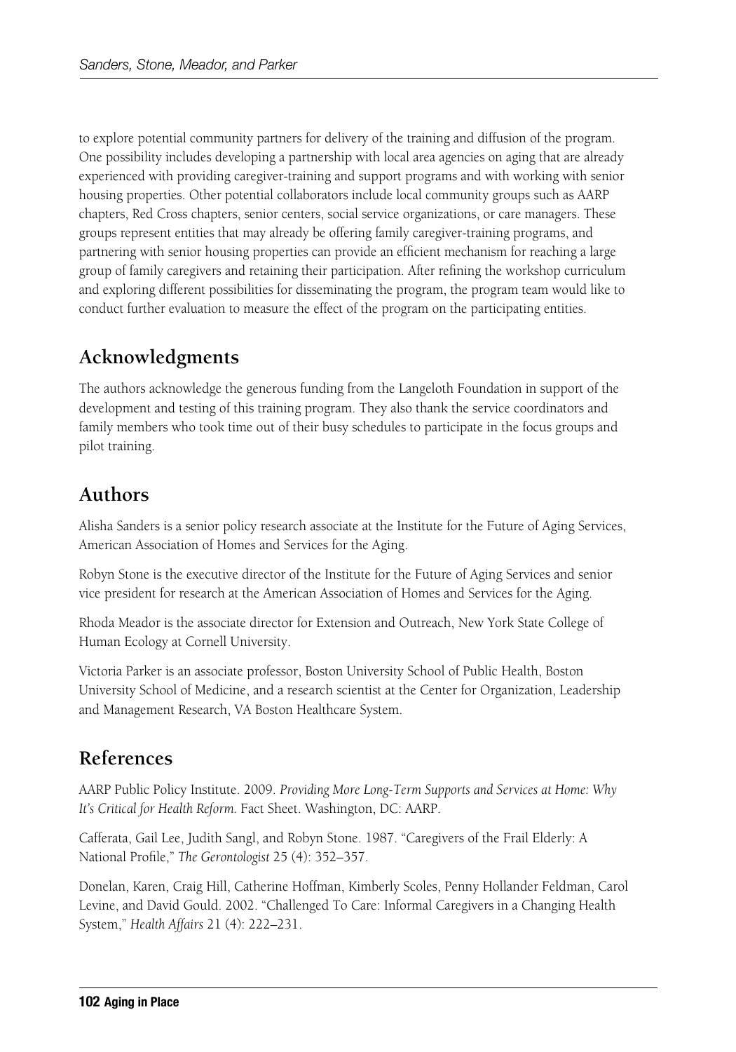to explore potential community partners for delivery of the training and diffusion of the program. One possibility includes developing a partnership with local area agencies on aging that are already experienced with providing caregiver-training and support programs and with working with senior housing properties. Other potential collaborators include local community groups such as AARP chapters, Red Cross chapters, senior centers, social service organizations, or care managers. These groups represent entities that may already be offering family caregiver-training programs, and partnering with senior housing properties can provide an efficient mechanism for reaching a large group of family caregivers and retaining their participation. After refining the workshop curriculum and exploring different possibilities for disseminating the program, the program team would like to conduct further evaluation to measure the effect of the program on the participating entities.

## Acknowledgments

The authors acknowledge the generous funding from the Langeloth Foundation in support of the development and testing of this training program. They also thank the service coordinators and family members who took time out of their busy schedules to participate in the focus groups and pilot training.

## Authors

Alisha Sanders is a senior policy research associate at the Institute for the Future of Aging Services, American Association of Homes and Services for the Aging.

Robyn Stone is the executive director of the Institute for the Future of Aging Services and senior vice president for research at the American Association of Homes and Services for the Aging.

Rhoda Meador is the associate director for Extension and Outreach, New York State College of Human Ecology at Cornell University.

Victoria Parker is an associate professor, Boston University School of Public Health, Boston University School of Medicine, and a research scientist at the Center for Organization, Leadership and Management Research, VA Boston Healthcare System.

## References

AARP Public Policy Institute. 2009. *Providing More Long-Term Supports and Services at Home: Why It's Critical for Health Reform.* Fact Sheet. Washington, DC: AARP.

Cafferata, Gail Lee, Judith Sangl, and Robyn Stone. 1987. "Caregivers of the Frail Elderly: A National Profile," *The Gerontologist* 25 (4): 352–357.

Donelan, Karen, Craig Hill, Catherine Hoffman, Kimberly Scoles, Penny Hollander Feldman, Carol Levine, and David Gould. 2002. "Challenged To Care: Informal Caregivers in a Changing Health System," *Health Affairs* 21 (4): 222–231.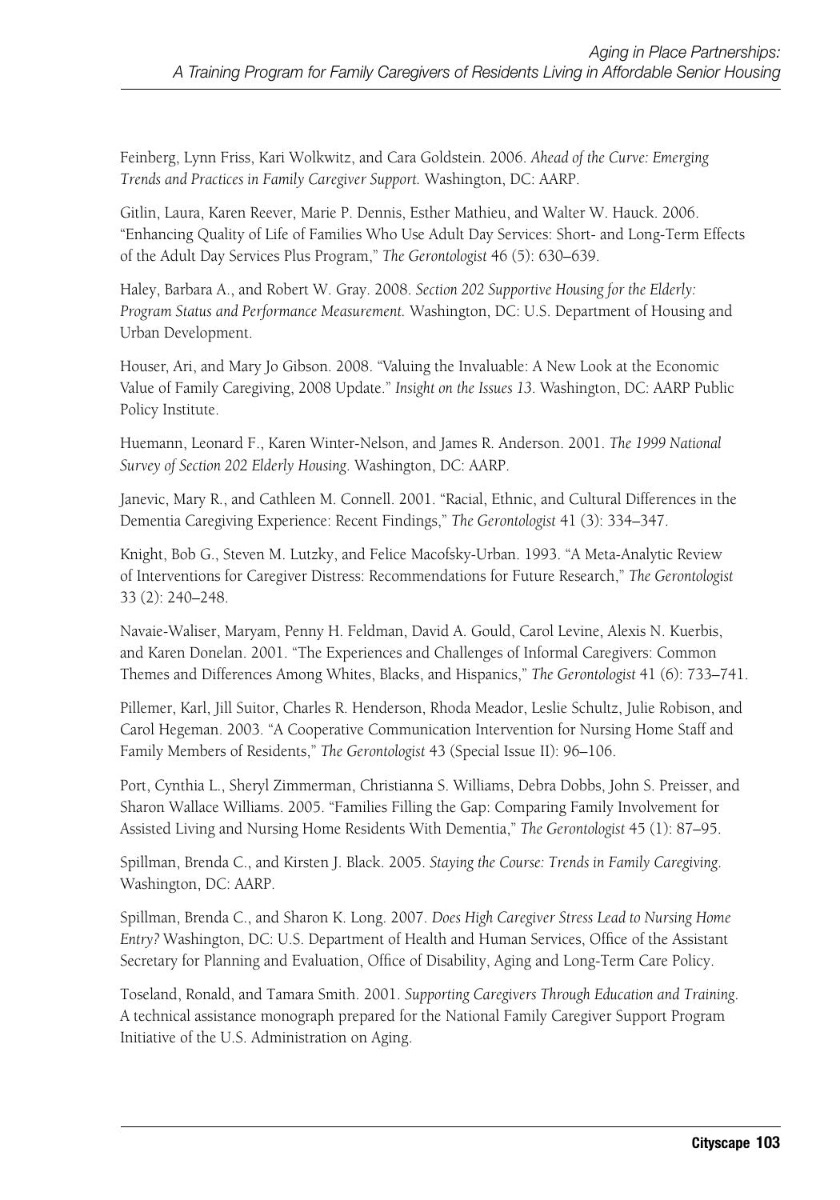Feinberg, Lynn Friss, Kari Wolkwitz, and Cara Goldstein. 2006. *Ahead of the Curve: Emerging Trends and Practices in Family Caregiver Support.* Washington, DC: AARP.

Gitlin, Laura, Karen Reever, Marie P. Dennis, Esther Mathieu, and Walter W. Hauck. 2006. "Enhancing Quality of Life of Families Who Use Adult Day Services: Short- and Long-Term Effects of the Adult Day Services Plus Program," *The Gerontologist* 46 (5): 630–639.

Haley, Barbara A., and Robert W. Gray. 2008. *Section 202 Supportive Housing for the Elderly: Program Status and Performance Measurement.* Washington, DC: U.S. Department of Housing and Urban Development.

Houser, Ari, and Mary Jo Gibson. 2008. "Valuing the Invaluable: A New Look at the Economic Value of Family Caregiving, 2008 Update." *Insight on the Issues 13*. Washington, DC: AARP Public Policy Institute.

Huemann, Leonard F., Karen Winter-Nelson, and James R. Anderson. 2001. *The 1999 National Survey of Section 202 Elderly Housing*. Washington, DC: AARP.

Janevic, Mary R., and Cathleen M. Connell. 2001. "Racial, Ethnic, and Cultural Differences in the Dementia Caregiving Experience: Recent Findings," *The Gerontologist* 41 (3): 334–347.

Knight, Bob G., Steven M. Lutzky, and Felice Macofsky-Urban. 1993. "A Meta-Analytic Review of Interventions for Caregiver Distress: Recommendations for Future Research," *The Gerontologist* 33 (2): 240–248.

Navaie-Waliser, Maryam, Penny H. Feldman, David A. Gould, Carol Levine, Alexis N. Kuerbis, and Karen Donelan. 2001. "The Experiences and Challenges of Informal Caregivers: Common Themes and Differences Among Whites, Blacks, and Hispanics," *The Gerontologist* 41 (6): 733–741.

Pillemer, Karl, Jill Suitor, Charles R. Henderson, Rhoda Meador, Leslie Schultz, Julie Robison, and Carol Hegeman. 2003. "A Cooperative Communication Intervention for Nursing Home Staff and Family Members of Residents," *The Gerontologist* 43 (Special Issue II): 96–106.

Port, Cynthia L., Sheryl Zimmerman, Christianna S. Williams, Debra Dobbs, John S. Preisser, and Sharon Wallace Williams. 2005. "Families Filling the Gap: Comparing Family Involvement for Assisted Living and Nursing Home Residents With Dementia," *The Gerontologist* 45 (1): 87–95.

Spillman, Brenda C., and Kirsten J. Black. 2005. *Staying the Course: Trends in Family Caregiving*. Washington, DC: AARP.

Spillman, Brenda C., and Sharon K. Long. 2007. *Does High Caregiver Stress Lead to Nursing Home Entry?* Washington, DC: U.S. Department of Health and Human Services, Office of the Assistant Secretary for Planning and Evaluation, Office of Disability, Aging and Long-Term Care Policy.

Toseland, Ronald, and Tamara Smith. 2001. *Supporting Caregivers Through Education and Training*. A technical assistance monograph prepared for the National Family Caregiver Support Program Initiative of the U.S. Administration on Aging.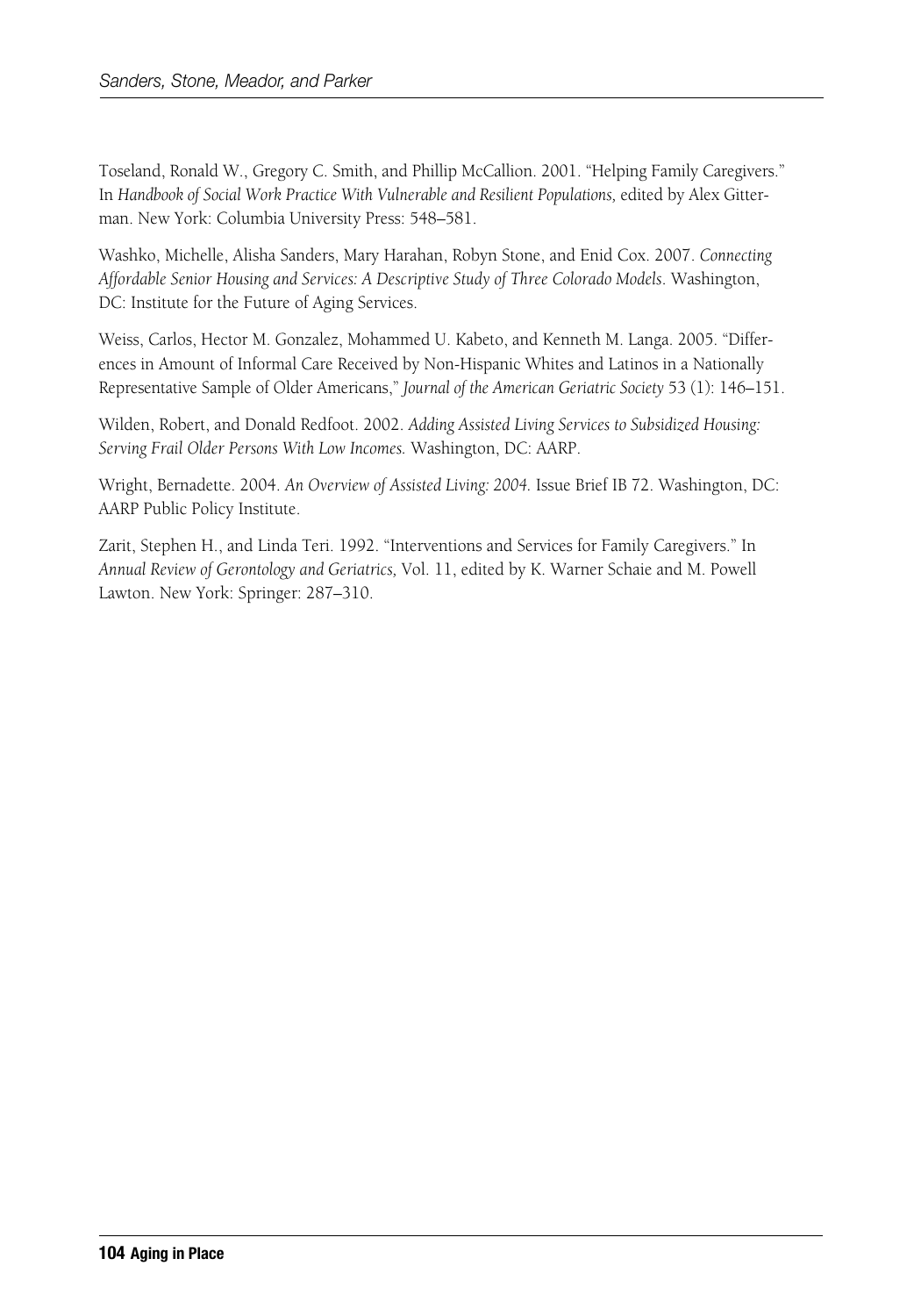Toseland, Ronald W., Gregory C. Smith, and Phillip McCallion. 2001. "Helping Family Caregivers." In *Handbook of Social Work Practice With Vulnerable and Resilient Populations,* edited by Alex Gitterman. New York: Columbia University Press: 548–581.

Washko, Michelle, Alisha Sanders, Mary Harahan, Robyn Stone, and Enid Cox. 2007. *Connecting Affordable Senior Housing and Services: A Descriptive Study of Three Colorado Models*. Washington, DC: Institute for the Future of Aging Services.

Weiss, Carlos, Hector M. Gonzalez, Mohammed U. Kabeto, and Kenneth M. Langa. 2005. "Differences in Amount of Informal Care Received by Non-Hispanic Whites and Latinos in a Nationally Representative Sample of Older Americans," *Journal of the American Geriatric Society* 53 (1): 146–151.

Wilden, Robert, and Donald Redfoot. 2002. *Adding Assisted Living Services to Subsidized Housing: Serving Frail Older Persons With Low Incomes.* Washington, DC: AARP.

Wright, Bernadette. 2004. *An Overview of Assisted Living: 2004.* Issue Brief IB 72. Washington, DC: AARP Public Policy Institute.

Zarit, Stephen H., and Linda Teri. 1992. "Interventions and Services for Family Caregivers." In *Annual Review of Gerontology and Geriatrics,* Vol. 11, edited by K. Warner Schaie and M. Powell Lawton. New York: Springer: 287–310.